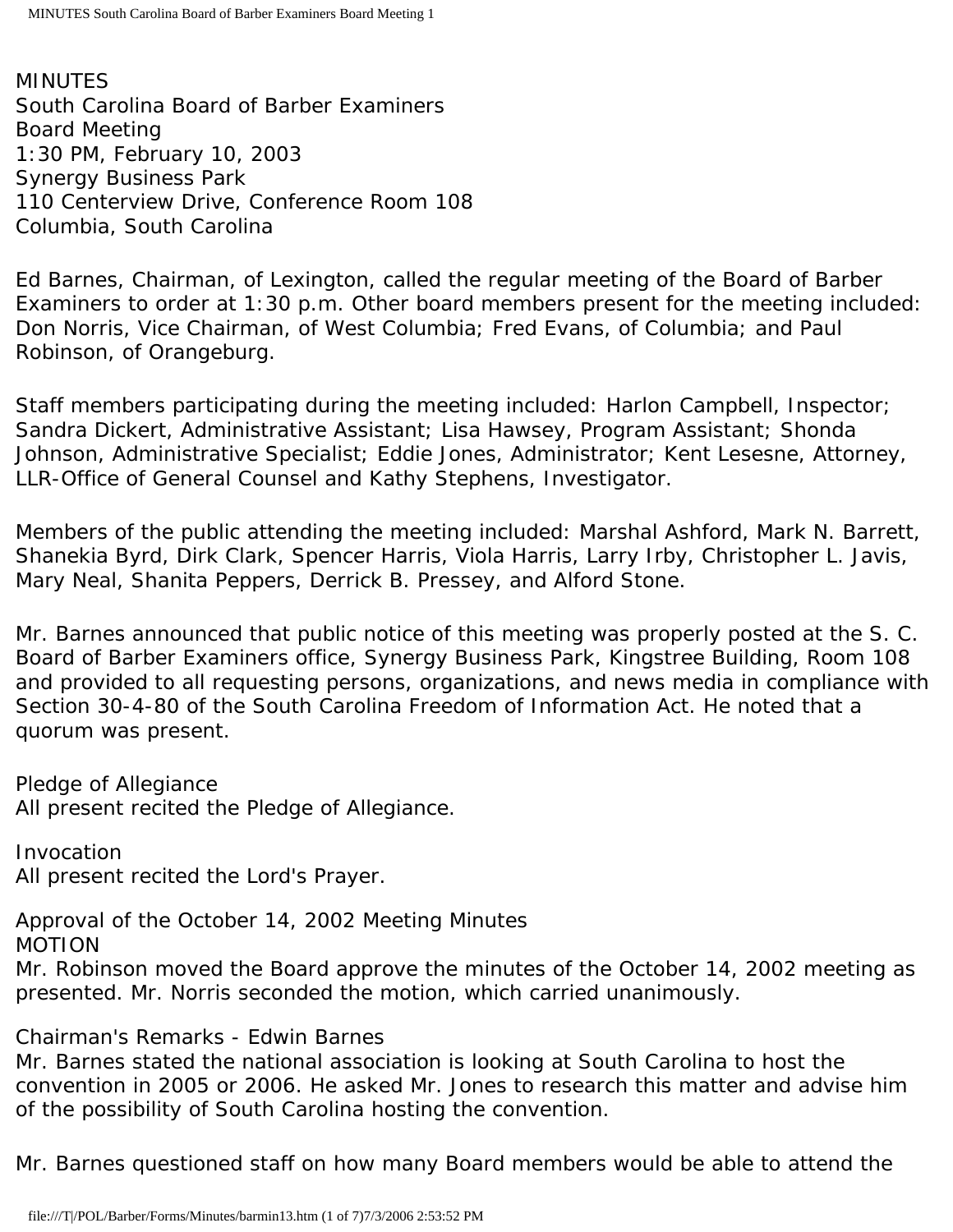MINUTES
South Carolina Board of Barber Examiners
Board Meeting
1:30 PM, February 10, 2003
Synergy Business Park
110 Centerview Drive, Conference Room 108
Columbia, South Carolina

Ed Barnes, Chairman, of Lexington, called the regular meeting of the Board of Barber Examiners to order at 1:30 p.m. Other board members present for the meeting included: Don Norris, Vice Chairman, of West Columbia; Fred Evans, of Columbia; and Paul Robinson, of Orangeburg.

Staff members participating during the meeting included: Harlon Campbell, Inspector; Sandra Dickert, Administrative Assistant; Lisa Hawsey, Program Assistant; Shonda Johnson, Administrative Specialist; Eddie Jones, Administrator; Kent Lesesne, Attorney, LLR-Office of General Counsel and Kathy Stephens, Investigator.

Members of the public attending the meeting included: Marshal Ashford, Mark N. Barrett, Shanekia Byrd, Dirk Clark, Spencer Harris, Viola Harris, Larry Irby, Christopher L. Javis, Mary Neal, Shanita Peppers, Derrick B. Pressey, and Alford Stone.

Mr. Barnes announced that public notice of this meeting was properly posted at the S. C. Board of Barber Examiners office, Synergy Business Park, Kingstree Building, Room 108 and provided to all requesting persons, organizations, and news media in compliance with Section 30-4-80 of the South Carolina Freedom of Information Act. He noted that a quorum was present.

Pledge of Allegiance
All present recited the Pledge of Allegiance.

Invocation
All present recited the Lord's Prayer.

Approval of the October 14, 2002 Meeting Minutes
MOTION
Mr. Robinson moved the Board approve the minutes of the October 14, 2002 meeting as presented. Mr. Norris seconded the motion, which carried unanimously.

Chairman's Remarks - Edwin Barnes
Mr. Barnes stated the national association is looking at South Carolina to host the convention in 2005 or 2006. He asked Mr. Jones to research this matter and advise him of the possibility of South Carolina hosting the convention.

Mr. Barnes questioned staff on how many Board members would be able to attend the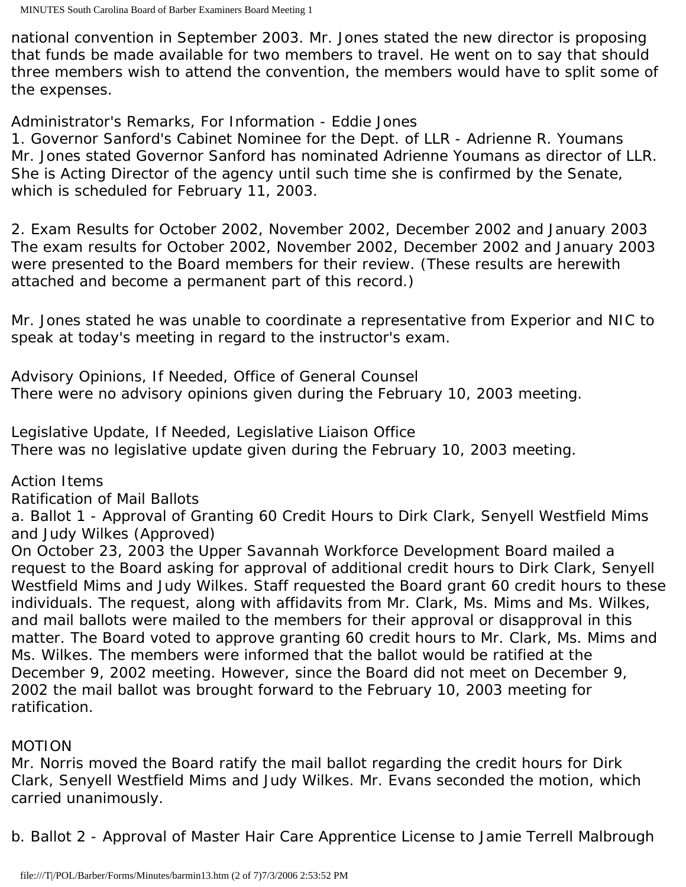national convention in September 2003. Mr. Jones stated the new director is proposing that funds be made available for two members to travel. He went on to say that should three members wish to attend the convention, the members would have to split some of the expenses.

Administrator's Remarks, For Information - Eddie Jones
1. Governor Sanford's Cabinet Nominee for the Dept. of LLR - Adrienne R. Youmans
Mr. Jones stated Governor Sanford has nominated Adrienne Youmans as director of LLR. She is Acting Director of the agency until such time she is confirmed by the Senate, which is scheduled for February 11, 2003.

2. Exam Results for October 2002, November 2002, December 2002 and January 2003
The exam results for October 2002, November 2002, December 2002 and January 2003 were presented to the Board members for their review. (These results are herewith attached and become a permanent part of this record.)

Mr. Jones stated he was unable to coordinate a representative from Experior and NIC to speak at today's meeting in regard to the instructor's exam.

Advisory Opinions, If Needed, Office of General Counsel
There were no advisory opinions given during the February 10, 2003 meeting.

Legislative Update, If Needed, Legislative Liaison Office
There was no legislative update given during the February 10, 2003 meeting.

Action Items
Ratification of Mail Ballots
a. Ballot 1 - Approval of Granting 60 Credit Hours to Dirk Clark, Senyell Westfield Mims and Judy Wilkes (Approved)
On October 23, 2003 the Upper Savannah Workforce Development Board mailed a request to the Board asking for approval of additional credit hours to Dirk Clark, Senyell Westfield Mims and Judy Wilkes. Staff requested the Board grant 60 credit hours to these individuals. The request, along with affidavits from Mr. Clark, Ms. Mims and Ms. Wilkes, and mail ballots were mailed to the members for their approval or disapproval in this matter. The Board voted to approve granting 60 credit hours to Mr. Clark, Ms. Mims and Ms. Wilkes. The members were informed that the ballot would be ratified at the December 9, 2002 meeting. However, since the Board did not meet on December 9, 2002 the mail ballot was brought forward to the February 10, 2003 meeting for ratification.

MOTION
Mr. Norris moved the Board ratify the mail ballot regarding the credit hours for Dirk Clark, Senyell Westfield Mims and Judy Wilkes. Mr. Evans seconded the motion, which carried unanimously.

b. Ballot 2 - Approval of Master Hair Care Apprentice License to Jamie Terrell Malbrough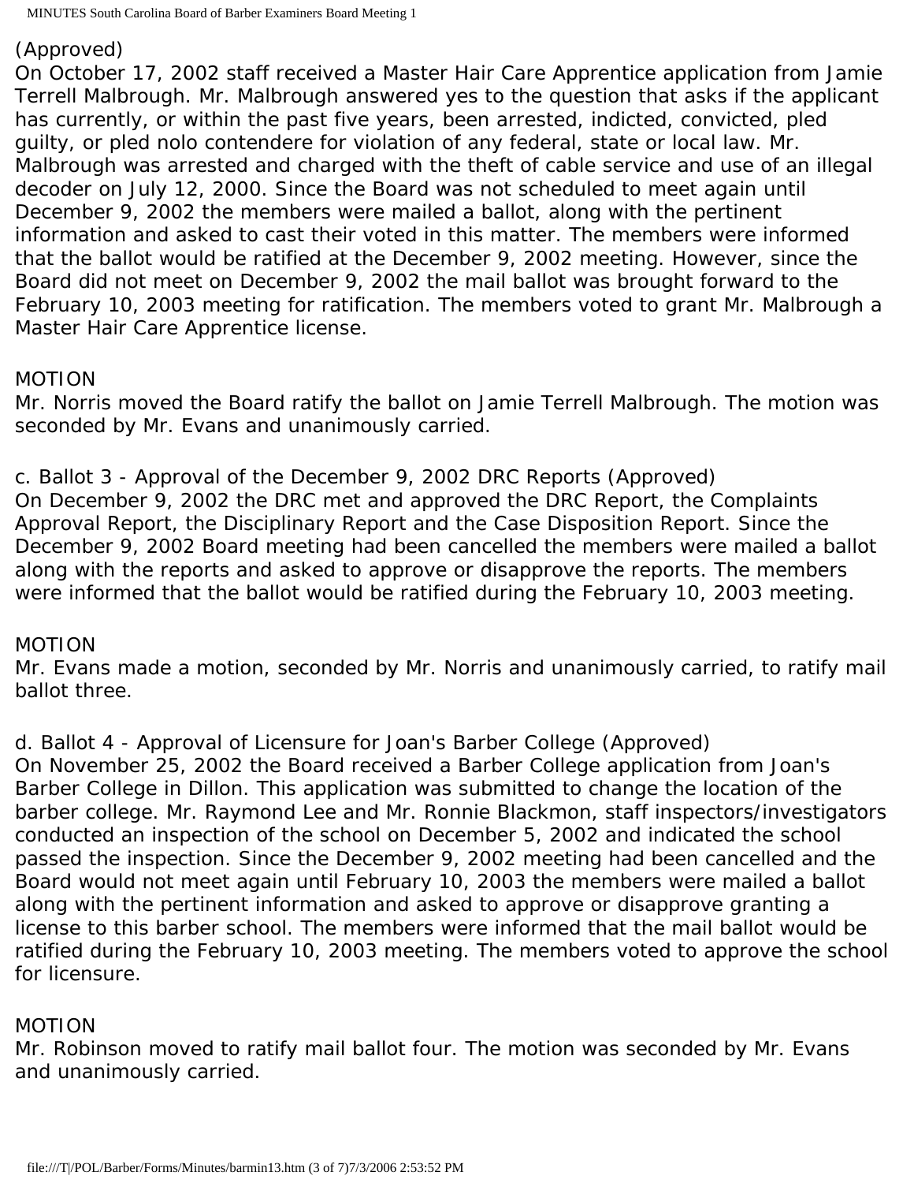(Approved)
On October 17, 2002 staff received a Master Hair Care Apprentice application from Jamie Terrell Malbrough. Mr. Malbrough answered yes to the question that asks if the applicant has currently, or within the past five years, been arrested, indicted, convicted, pled guilty, or pled nolo contendere for violation of any federal, state or local law. Mr. Malbrough was arrested and charged with the theft of cable service and use of an illegal decoder on July 12, 2000. Since the Board was not scheduled to meet again until December 9, 2002 the members were mailed a ballot, along with the pertinent information and asked to cast their voted in this matter. The members were informed that the ballot would be ratified at the December 9, 2002 meeting. However, since the Board did not meet on December 9, 2002 the mail ballot was brought forward to the February 10, 2003 meeting for ratification. The members voted to grant Mr. Malbrough a Master Hair Care Apprentice license.

MOTION
Mr. Norris moved the Board ratify the ballot on Jamie Terrell Malbrough. The motion was seconded by Mr. Evans and unanimously carried.

c. Ballot 3 - Approval of the December 9, 2002 DRC Reports (Approved)
On December 9, 2002 the DRC met and approved the DRC Report, the Complaints Approval Report, the Disciplinary Report and the Case Disposition Report. Since the December 9, 2002 Board meeting had been cancelled the members were mailed a ballot along with the reports and asked to approve or disapprove the reports. The members were informed that the ballot would be ratified during the February 10, 2003 meeting.

MOTION
Mr. Evans made a motion, seconded by Mr. Norris and unanimously carried, to ratify mail ballot three.

d. Ballot 4 - Approval of Licensure for Joan's Barber College (Approved)
On November 25, 2002 the Board received a Barber College application from Joan's Barber College in Dillon. This application was submitted to change the location of the barber college. Mr. Raymond Lee and Mr. Ronnie Blackmon, staff inspectors/investigators conducted an inspection of the school on December 5, 2002 and indicated the school passed the inspection. Since the December 9, 2002 meeting had been cancelled and the Board would not meet again until February 10, 2003 the members were mailed a ballot along with the pertinent information and asked to approve or disapprove granting a license to this barber school. The members were informed that the mail ballot would be ratified during the February 10, 2003 meeting. The members voted to approve the school for licensure.

MOTION
Mr. Robinson moved to ratify mail ballot four. The motion was seconded by Mr. Evans and unanimously carried.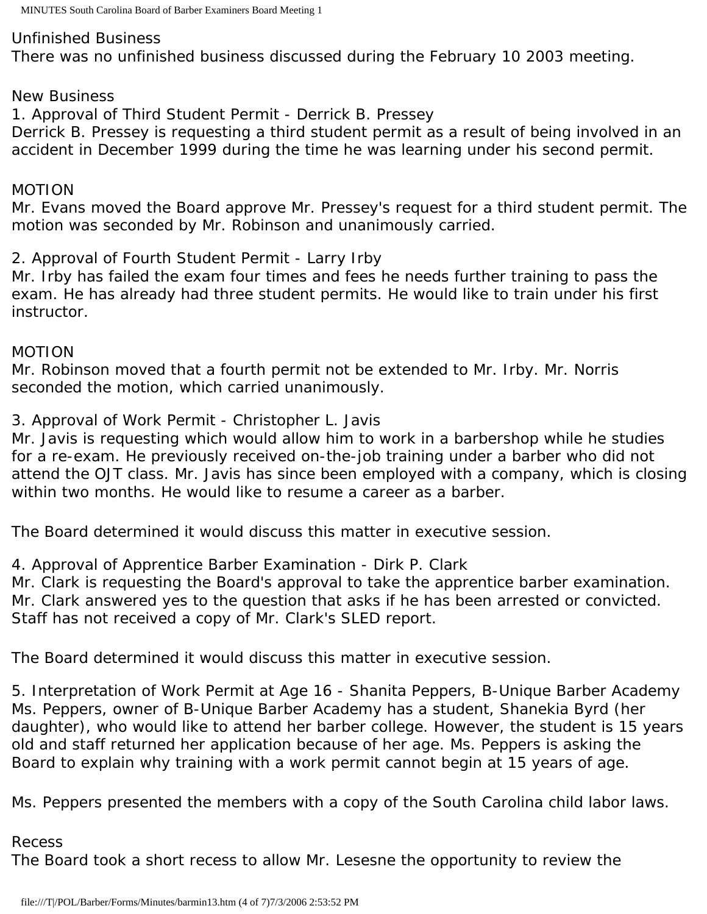Unfinished Business
There was no unfinished business discussed during the February 10 2003 meeting.

New Business
1. Approval of Third Student Permit - Derrick B. Pressey
Derrick B. Pressey is requesting a third student permit as a result of being involved in an accident in December 1999 during the time he was learning under his second permit.

MOTION
Mr. Evans moved the Board approve Mr. Pressey's request for a third student permit. The motion was seconded by Mr. Robinson and unanimously carried.

2. Approval of Fourth Student Permit - Larry Irby
Mr. Irby has failed the exam four times and fees he needs further training to pass the exam. He has already had three student permits. He would like to train under his first instructor.

MOTION
Mr. Robinson moved that a fourth permit not be extended to Mr. Irby. Mr. Norris seconded the motion, which carried unanimously.

3. Approval of Work Permit - Christopher L. Javis
Mr. Javis is requesting which would allow him to work in a barbershop while he studies for a re-exam. He previously received on-the-job training under a barber who did not attend the OJT class. Mr. Javis has since been employed with a company, which is closing within two months. He would like to resume a career as a barber.

The Board determined it would discuss this matter in executive session.

4. Approval of Apprentice Barber Examination - Dirk P. Clark
Mr. Clark is requesting the Board's approval to take the apprentice barber examination. Mr. Clark answered yes to the question that asks if he has been arrested or convicted. Staff has not received a copy of Mr. Clark's SLED report.

The Board determined it would discuss this matter in executive session.

5. Interpretation of Work Permit at Age 16 - Shanita Peppers, B-Unique Barber Academy
Ms. Peppers, owner of B-Unique Barber Academy has a student, Shanekia Byrd (her daughter), who would like to attend her barber college. However, the student is 15 years old and staff returned her application because of her age. Ms. Peppers is asking the Board to explain why training with a work permit cannot begin at 15 years of age.

Ms. Peppers presented the members with a copy of the South Carolina child labor laws.

Recess
The Board took a short recess to allow Mr. Lesesne the opportunity to review the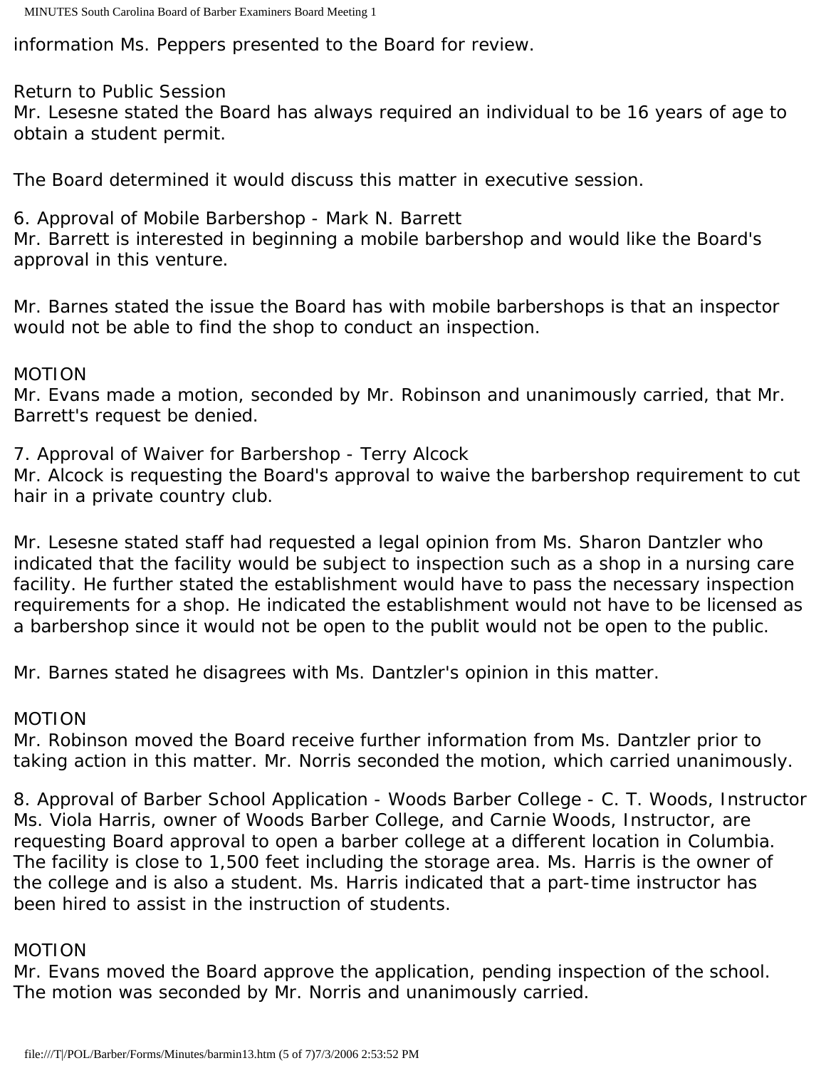information Ms. Peppers presented to the Board for review.

Return to Public Session
Mr. Lesesne stated the Board has always required an individual to be 16 years of age to obtain a student permit.

The Board determined it would discuss this matter in executive session.

6. Approval of Mobile Barbershop - Mark N. Barrett
Mr. Barrett is interested in beginning a mobile barbershop and would like the Board's approval in this venture.

Mr. Barnes stated the issue the Board has with mobile barbershops is that an inspector would not be able to find the shop to conduct an inspection.

MOTION
Mr. Evans made a motion, seconded by Mr. Robinson and unanimously carried, that Mr. Barrett's request be denied.

7. Approval of Waiver for Barbershop - Terry Alcock
Mr. Alcock is requesting the Board's approval to waive the barbershop requirement to cut hair in a private country club.

Mr. Lesesne stated staff had requested a legal opinion from Ms. Sharon Dantzler who indicated that the facility would be subject to inspection such as a shop in a nursing care facility. He further stated the establishment would have to pass the necessary inspection requirements for a shop. He indicated the establishment would not have to be licensed as a barbershop since it would not be open to the publit would not be open to the public.

Mr. Barnes stated he disagrees with Ms. Dantzler's opinion in this matter.

MOTION
Mr. Robinson moved the Board receive further information from Ms. Dantzler prior to taking action in this matter. Mr. Norris seconded the motion, which carried unanimously.

8. Approval of Barber School Application - Woods Barber College - C. T. Woods, Instructor
Ms. Viola Harris, owner of Woods Barber College, and Carnie Woods, Instructor, are requesting Board approval to open a barber college at a different location in Columbia. The facility is close to 1,500 feet including the storage area. Ms. Harris is the owner of the college and is also a student. Ms. Harris indicated that a part-time instructor has been hired to assist in the instruction of students.

MOTION
Mr. Evans moved the Board approve the application, pending inspection of the school. The motion was seconded by Mr. Norris and unanimously carried.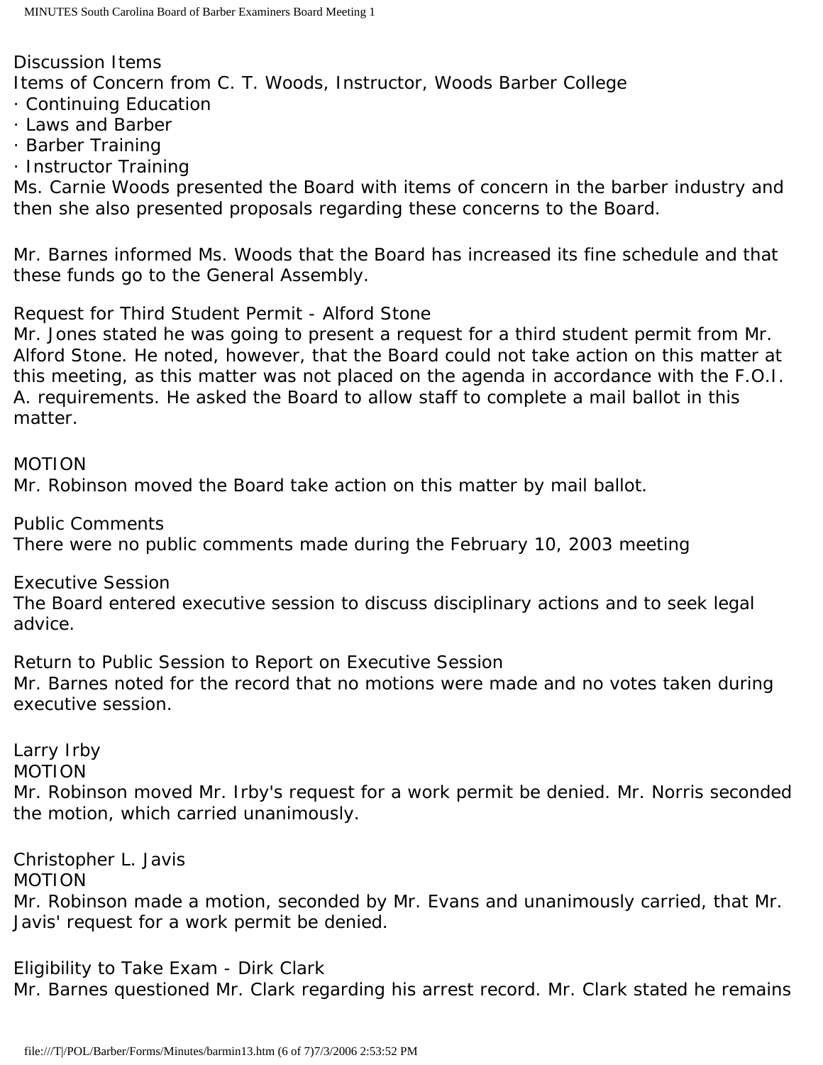Discussion Items

Items of Concern from C. T. Woods, Instructor, Woods Barber College

- Continuing Education
- Laws and Barber
- Barber Training
- Instructor Training

Ms. Carnie Woods presented the Board with items of concern in the barber industry and then she also presented proposals regarding these concerns to the Board.

Mr. Barnes informed Ms. Woods that the Board has increased its fine schedule and that these funds go to the General Assembly.

Request for Third Student Permit - Alford Stone

Mr. Jones stated he was going to present a request for a third student permit from Mr. Alford Stone. He noted, however, that the Board could not take action on this matter at this meeting, as this matter was not placed on the agenda in accordance with the F.O.I. A. requirements. He asked the Board to allow staff to complete a mail ballot in this matter.

MOTION

Mr. Robinson moved the Board take action on this matter by mail ballot.

Public Comments

There were no public comments made during the February 10, 2003 meeting

Executive Session

The Board entered executive session to discuss disciplinary actions and to seek legal advice.

Return to Public Session to Report on Executive Session

Mr. Barnes noted for the record that no motions were made and no votes taken during executive session.

Larry Irby

MOTION

Mr. Robinson moved Mr. Irby's request for a work permit be denied. Mr. Norris seconded the motion, which carried unanimously.

Christopher L. Javis

MOTION

Mr. Robinson made a motion, seconded by Mr. Evans and unanimously carried, that Mr. Javis' request for a work permit be denied.

Eligibility to Take Exam - Dirk Clark

Mr. Barnes questioned Mr. Clark regarding his arrest record. Mr. Clark stated he remains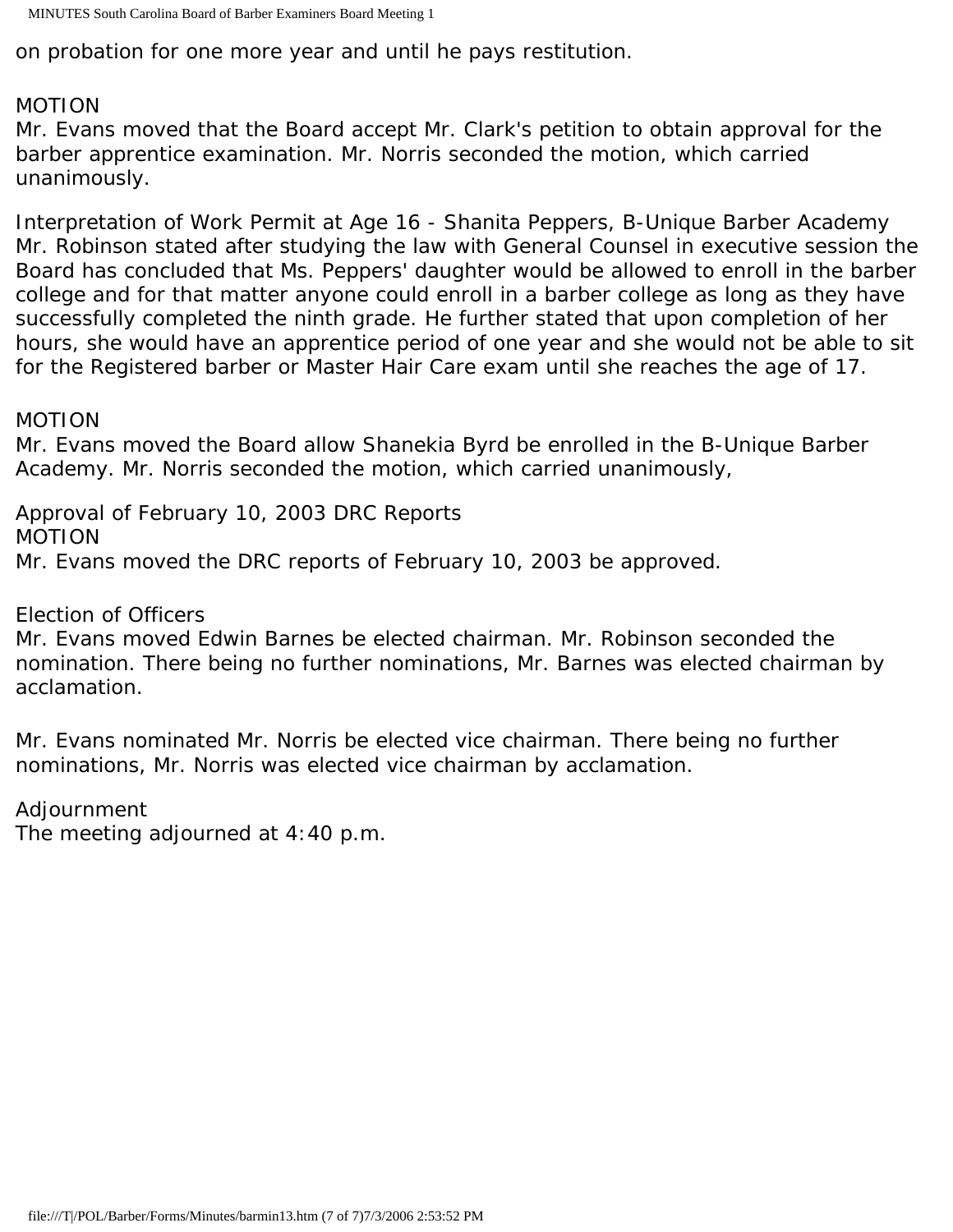on probation for one more year and until he pays restitution.

MOTION
Mr. Evans moved that the Board accept Mr. Clark's petition to obtain approval for the barber apprentice examination. Mr. Norris seconded the motion, which carried unanimously.

Interpretation of Work Permit at Age 16 - Shanita Peppers, B-Unique Barber Academy
Mr. Robinson stated after studying the law with General Counsel in executive session the Board has concluded that Ms. Peppers' daughter would be allowed to enroll in the barber college and for that matter anyone could enroll in a barber college as long as they have successfully completed the ninth grade. He further stated that upon completion of her hours, she would have an apprentice period of one year and she would not be able to sit for the Registered barber or Master Hair Care exam until she reaches the age of 17.

MOTION
Mr. Evans moved the Board allow Shanekia Byrd be enrolled in the B-Unique Barber Academy. Mr. Norris seconded the motion, which carried unanimously,

Approval of February 10, 2003 DRC Reports
MOTION
Mr. Evans moved the DRC reports of February 10, 2003 be approved.

Election of Officers
Mr. Evans moved Edwin Barnes be elected chairman. Mr. Robinson seconded the nomination. There being no further nominations, Mr. Barnes was elected chairman by acclamation.

Mr. Evans nominated Mr. Norris be elected vice chairman. There being no further nominations, Mr. Norris was elected vice chairman by acclamation.

Adjournment
The meeting adjourned at 4:40 p.m.